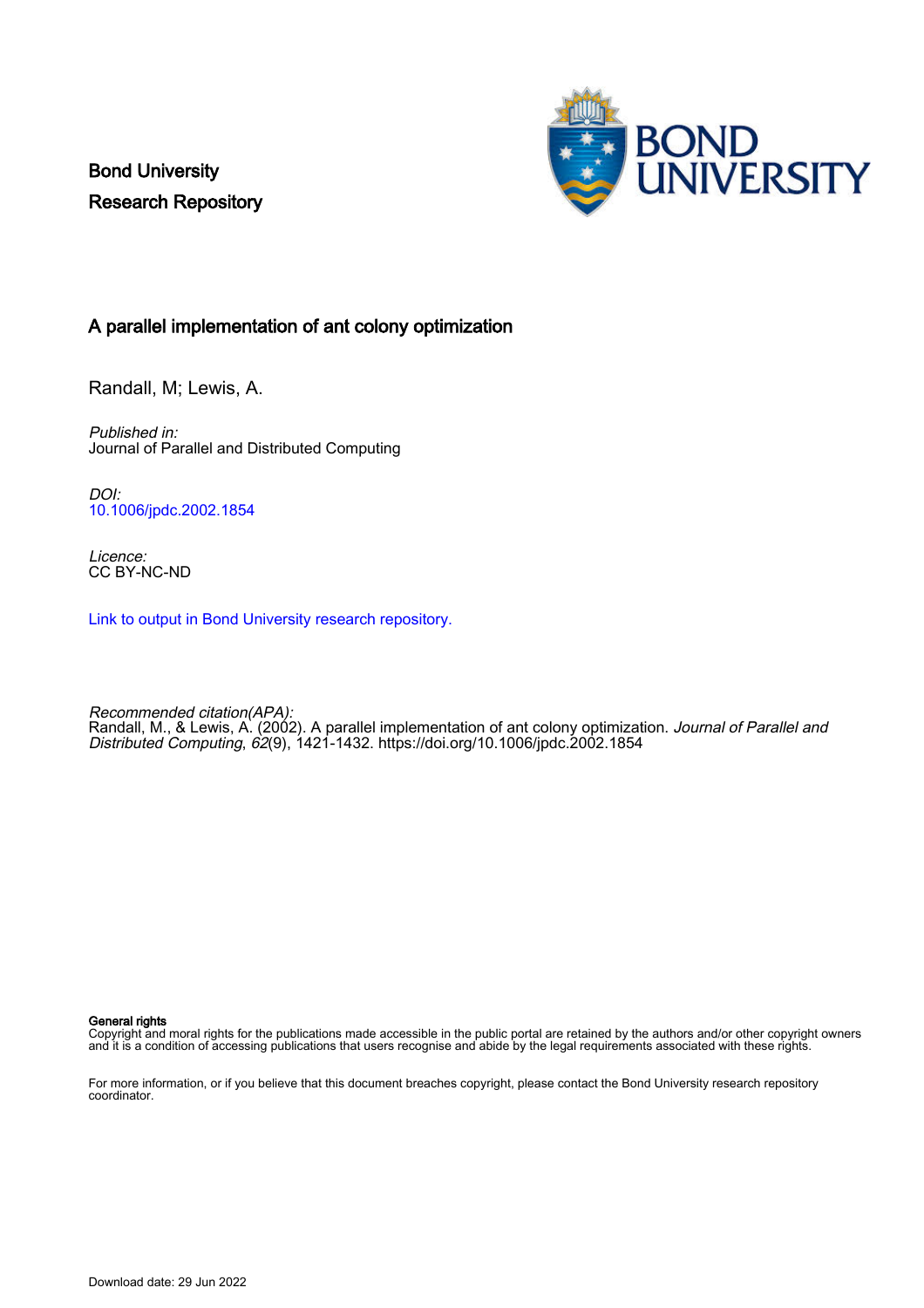Bond University
Research Repository

# A parallel implementation of ant colony optimization

Randall, M; Lewis, A.

*Published in:*
Journal of Parallel and Distributed Computing

*DOI:*
10.1006/jpdc.2002.1854

*Licence:*
CC BY-NC-ND

Link to output in Bond University research repository.

*Recommended citation(APA):*
Randall, M., & Lewis, A. (2002). A parallel implementation of ant colony optimization. *Journal of Parallel and Distributed Computing*, *62*(9), 1421-1432. https://doi.org/10.1006/jpdc.2002.1854

**General rights**
Copyright and moral rights for the publications made accessible in the public portal are retained by the authors and/or other copyright owners and it is a condition of accessing publications that users recognise and abide by the legal requirements associated with these rights.

For more information, or if you believe that this document breaches copyright, please contact the Bond University research repository coordinator.

Download date: 29 Jun 2022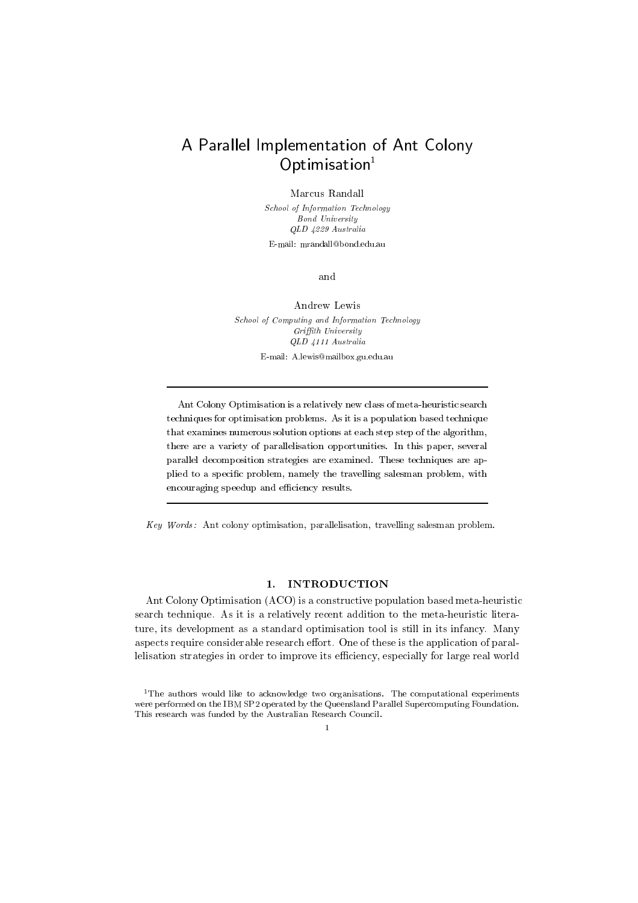# A Parallel Implementation of Ant Colony Optimisation[1]

Marcus Randall

*School of Information Technology*
*Bond University*
*QLD 4229 Australia*

E-mail: mrandall@bond.edu.au

and

Andrew Lewis

*School of Computing and Information Technology*
*Griffith University*
*QLD 4111 Australia*

E-mail: A.lewis@mailbox.gu.edu.au

---

Ant Colony Optimisation is a relatively new class of meta-heuristic search techniques for optimisation problems. As it is a population based technique that examines numerous solution options at each step step of the algorithm, there are a variety of parallelisation opportunities. In this paper, several parallel decomposition strategies are examined. These techniques are applied to a specific problem, namely the travelling salesman problem, with encouraging speedup and efficiency results.

---

*Key Words:* Ant colony optimisation, parallelisation, travelling salesman problem.

## 1. INTRODUCTION

Ant Colony Optimisation (ACO) is a constructive population based meta-heuristic search technique. As it is a relatively recent addition to the meta-heuristic literature, its development as a standard optimisation tool is still in its infancy. Many aspects require considerable research effort. One of these is the application of parallelisation strategies in order to improve its efficiency, especially for large real world

[1]The authors would like to acknowledge two organisations. The computational experiments were performed on the IBM SP2 operated by the Queensland Parallel Supercomputing Foundation. This research was funded by the Australian Research Council.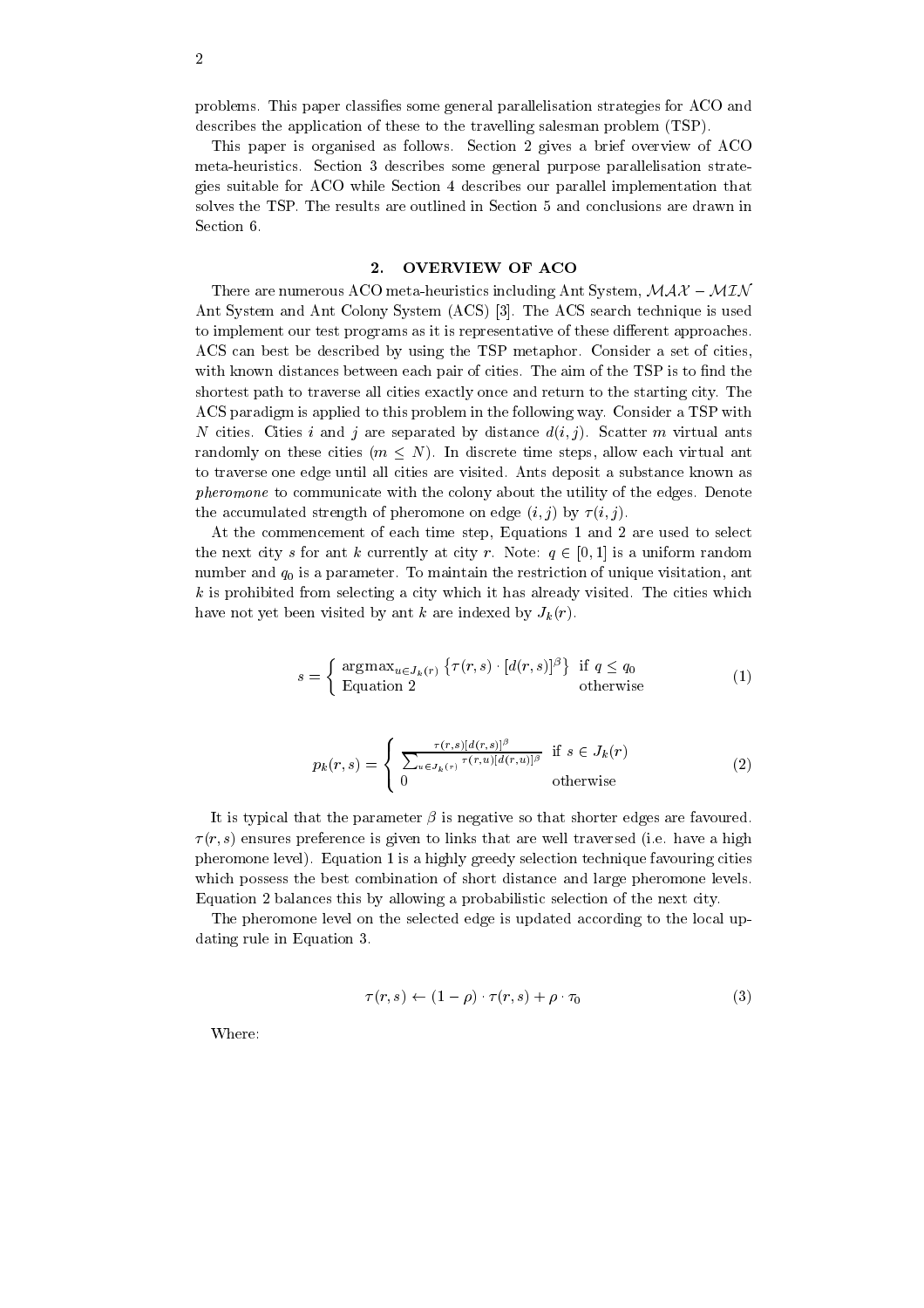problems. This paper classifies some general parallelisation strategies for ACO and describes the application of these to the travelling salesman problem (TSP).

This paper is organised as follows. Section 2 gives a brief overview of ACO meta-heuristics. Section 3 describes some general purpose parallelisation strategies suitable for ACO while Section 4 describes our parallel implementation that solves the TSP. The results are outlined in Section 5 and conclusions are drawn in Section 6.

## 2. OVERVIEW OF ACO

There are numerous ACO meta-heuristics including Ant System, $\mathcal{MAX}-\mathcal{MIN}$ Ant System and Ant Colony System (ACS) [3]. The ACS search technique is used to implement our test programs as it is representative of these different approaches. ACS can best be described by using the TSP metaphor. Consider a set of cities, with known distances between each pair of cities. The aim of the TSP is to find the shortest path to traverse all cities exactly once and return to the starting city. The ACS paradigm is applied to this problem in the following way. Consider a TSP with $N$ cities. Cities $i$ and $j$ are separated by distance $d(i,j)$. Scatter $m$ virtual ants randomly on these cities ($m \leq N$). In discrete time steps, allow each virtual ant to traverse one edge until all cities are visited. Ants deposit a substance known as *pheromone* to communicate with the colony about the utility of the edges. Denote the accumulated strength of pheromone on edge $(i,j)$ by $\tau(i,j)$.

At the commencement of each time step, Equations 1 and 2 are used to select the next city $s$ for ant $k$ currently at city $r$. Note: $q \in [0,1]$ is a uniform random number and $q_0$ is a parameter. To maintain the restriction of unique visitation, ant $k$ is prohibited from selecting a city which it has already visited. The cities which have not yet been visited by ant $k$ are indexed by $J_k(r)$.

$$s = \begin{cases} \arg\max_{u \in J_k(r)} \left\{ \tau(r,s) \cdot [d(r,s)]^{\beta} \right\} & \text{if } q \leq q_0 \\ \text{Equation 2} & \text{otherwise} \end{cases} \tag{1}$$

$$p_k(r,s) = \begin{cases} \frac{\tau(r,s)[d(r,s)]^{\beta}}{\sum_{u \in J_k(r)} \tau(r,u)[d(r,u)]^{\beta}} & \text{if } s \in J_k(r) \\ 0 & \text{otherwise} \end{cases} \tag{2}$$

It is typical that the parameter $\beta$ is negative so that shorter edges are favoured. $\tau(r,s)$ ensures preference is given to links that are well traversed (i.e. have a high pheromone level). Equation 1 is a highly greedy selection technique favouring cities which possess the best combination of short distance and large pheromone levels. Equation 2 balances this by allowing a probabilistic selection of the next city.

The pheromone level on the selected edge is updated according to the local updating rule in Equation 3.

$$\tau(r,s) \leftarrow (1-\rho) \cdot \tau(r,s) + \rho \cdot \tau_0 \tag{3}$$

Where: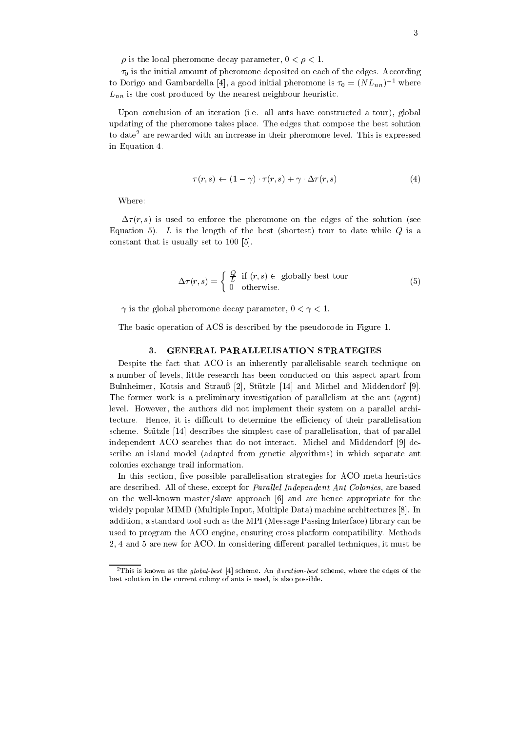$\rho$ is the local pheromone decay parameter, $0 < \rho < 1$.

$\tau_0$ is the initial amount of pheromone deposited on each of the edges. According to Dorigo and Gambardella [4], a good initial pheromone is $\tau_0 = (NL_{nn})^{-1}$ where $L_{nn}$ is the cost produced by the nearest neighbour heuristic.

Upon conclusion of an iteration (i.e. all ants have constructed a tour), global updating of the pheromone takes place. The edges that compose the best solution to date[2] are rewarded with an increase in their pheromone level. This is expressed in Equation 4.

$$\tau(r,s) \leftarrow (1-\gamma) \cdot \tau(r,s) + \gamma \cdot \Delta\tau(r,s) \tag{4}$$

Where:

$\Delta\tau(r,s)$ is used to enforce the pheromone on the edges of the solution (see Equation 5). $L$ is the length of the best (shortest) tour to date while $Q$ is a constant that is usually set to 100 [5].

$$\Delta\tau(r,s) = \begin{cases} \frac{Q}{L} & \text{if } (r,s) \in \text{ globally best tour} \\ 0 & \text{otherwise.} \end{cases} \tag{5}$$

$\gamma$ is the global pheromone decay parameter, $0 < \gamma < 1$.

The basic operation of ACS is described by the pseudocode in Figure 1.

## 3. GENERAL PARALLELISATION STRATEGIES

Despite the fact that ACO is an inherently parallelisable search technique on a number of levels, little research has been conducted on this aspect apart from Bulnheimer, Kotsis and Strauß [2], Stützle [14] and Michel and Middendorf [9]. The former work is a preliminary investigation of parallelism at the ant (agent) level. However, the authors did not implement their system on a parallel architecture. Hence, it is difficult to determine the efficiency of their parallelisation scheme. Stützle [14] describes the simplest case of parallelisation, that of parallel independent ACO searches that do not interact. Michel and Middendorf [9] describe an island model (adapted from genetic algorithms) in which separate ant colonies exchange trail information.

In this section, five possible parallelisation strategies for ACO meta-heuristics are described. All of these, except for *Parallel Independent Ant Colonies*, are based on the well-known master/slave approach [6] and are hence appropriate for the widely popular MIMD (Multiple Input, Multiple Data) machine architectures [8]. In addition, a standard tool such as the MPI (Message Passing Interface) library can be used to program the ACO engine, ensuring cross platform compatibility. Methods 2, 4 and 5 are new for ACO. In considering different parallel techniques, it must be

[2] This is known as the *global-best* [4] scheme. An *iteration-best* scheme, where the edges of the best solution in the current colony of ants is used, is also possible.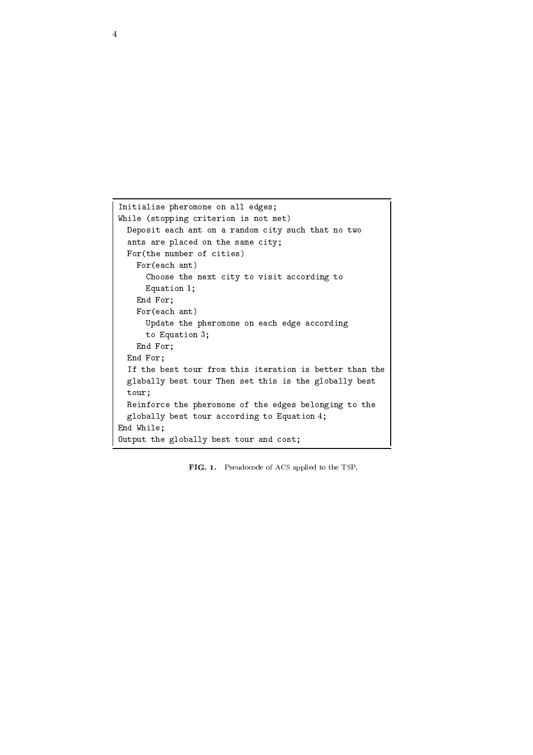```
Initialise pheromone on all edges;
While (stopping criterion is not met)
  Deposit each ant on a random city such that no two
  ants are placed on the same city;
  For(the number of cities)
    For(each ant)
      Choose the next city to visit according to
      Equation 1;
    End For;
    For(each ant)
      Update the pheromone on each edge according
      to Equation 3;
    End For;
  End For;
  If the best tour from this iteration is better than the
  glabally best tour Then set this is the globally best
  tour;
  Reinforce the pheromone of the edges belonging to the
  globally best tour according to Equation 4;
End While;
Output the globally best tour and cost;
```

**FIG. 1.** Pseudocode of ACS applied to the TSP.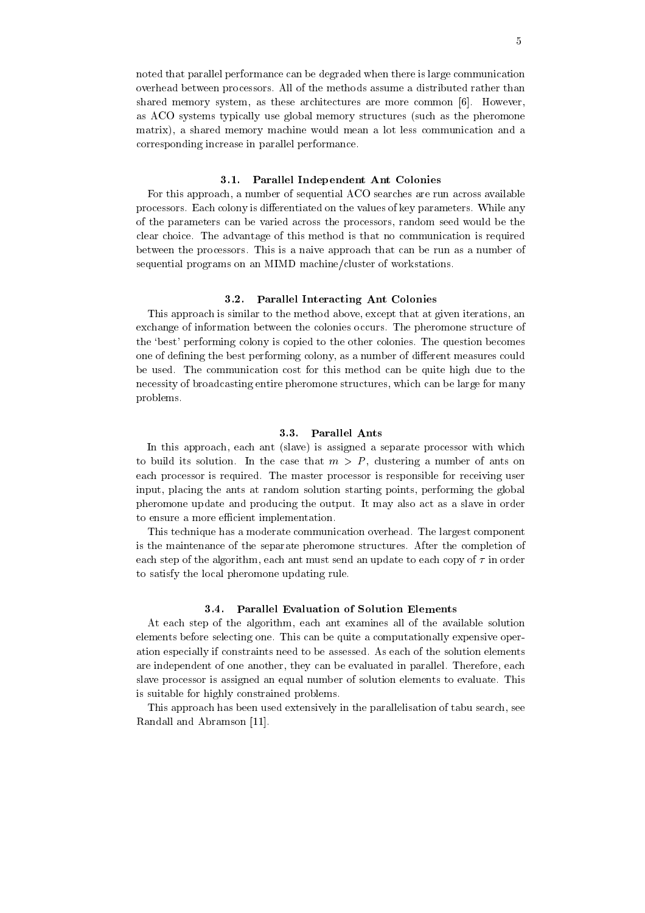noted that parallel performance can be degraded when there is large communication overhead between processors. All of the methods assume a distributed rather than shared memory system, as these architectures are more common [6]. However, as ACO systems typically use global memory structures (such as the pheromone matrix), a shared memory machine would mean a lot less communication and a corresponding increase in parallel performance.

### 3.1. Parallel Independent Ant Colonies

For this approach, a number of sequential ACO searches are run across available processors. Each colony is differentiated on the values of key parameters. While any of the parameters can be varied across the processors, random seed would be the clear choice. The advantage of this method is that no communication is required between the processors. This is a naive approach that can be run as a number of sequential programs on an MIMD machine/cluster of workstations.

### 3.2. Parallel Interacting Ant Colonies

This approach is similar to the method above, except that at given iterations, an exchange of information between the colonies occurs. The pheromone structure of the 'best' performing colony is copied to the other colonies. The question becomes one of defining the best performing colony, as a number of different measures could be used. The communication cost for this method can be quite high due to the necessity of broadcasting entire pheromone structures, which can be large for many problems.

### 3.3. Parallel Ants

In this approach, each ant (slave) is assigned a separate processor with which to build its solution. In the case that $m > P$, clustering a number of ants on each processor is required. The master processor is responsible for receiving user input, placing the ants at random solution starting points, performing the global pheromone update and producing the output. It may also act as a slave in order to ensure a more efficient implementation.

This technique has a moderate communication overhead. The largest component is the maintenance of the separate pheromone structures. After the completion of each step of the algorithm, each ant must send an update to each copy of $\tau$ in order to satisfy the local pheromone updating rule.

### 3.4. Parallel Evaluation of Solution Elements

At each step of the algorithm, each ant examines all of the available solution elements before selecting one. This can be quite a computationally expensive operation especially if constraints need to be assessed. As each of the solution elements are independent of one another, they can be evaluated in parallel. Therefore, each slave processor is assigned an equal number of solution elements to evaluate. This is suitable for highly constrained problems.

This approach has been used extensively in the parallelisation of tabu search, see Randall and Abramson [11].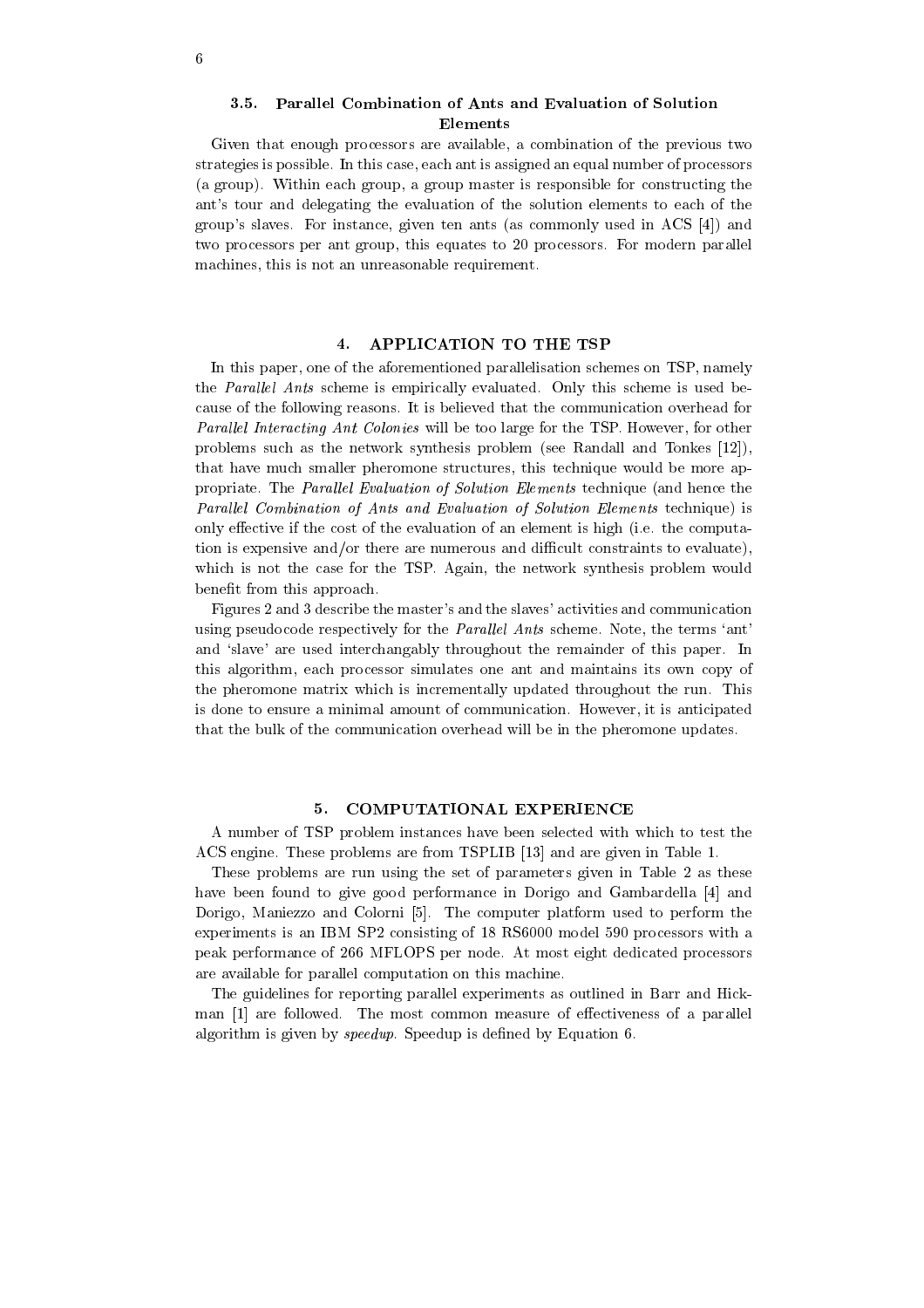### 3.5. Parallel Combination of Ants and Evaluation of Solution Elements

Given that enough processors are available, a combination of the previous two strategies is possible. In this case, each ant is assigned an equal number of processors (a group). Within each group, a group master is responsible for constructing the ant's tour and delegating the evaluation of the solution elements to each of the group's slaves. For instance, given ten ants (as commonly used in ACS [4]) and two processors per ant group, this equates to 20 processors. For modern parallel machines, this is not an unreasonable requirement.

## 4. APPLICATION TO THE TSP

In this paper, one of the aforementioned parallelisation schemes on TSP, namely the *Parallel Ants* scheme is empirically evaluated. Only this scheme is used because of the following reasons. It is believed that the communication overhead for *Parallel Interacting Ant Colonies* will be too large for the TSP. However, for other problems such as the network synthesis problem (see Randall and Tonkes [12]), that have much smaller pheromone structures, this technique would be more appropriate. The *Parallel Evaluation of Solution Elements* technique (and hence the *Parallel Combination of Ants and Evaluation of Solution Elements* technique) is only effective if the cost of the evaluation of an element is high (i.e. the computation is expensive and/or there are numerous and difficult constraints to evaluate), which is not the case for the TSP. Again, the network synthesis problem would benefit from this approach.

Figures 2 and 3 describe the master's and the slaves' activities and communication using pseudocode respectively for the *Parallel Ants* scheme. Note, the terms 'ant' and 'slave' are used interchangably throughout the remainder of this paper. In this algorithm, each processor simulates one ant and maintains its own copy of the pheromone matrix which is incrementally updated throughout the run. This is done to ensure a minimal amount of communication. However, it is anticipated that the bulk of the communication overhead will be in the pheromone updates.

## 5. COMPUTATIONAL EXPERIENCE

A number of TSP problem instances have been selected with which to test the ACS engine. These problems are from TSPLIB [13] and are given in Table 1.

These problems are run using the set of parameters given in Table 2 as these have been found to give good performance in Dorigo and Gambardella [4] and Dorigo, Maniezzo and Colorni [5]. The computer platform used to perform the experiments is an IBM SP2 consisting of 18 RS6000 model 590 processors with a peak performance of 266 MFLOPS per node. At most eight dedicated processors are available for parallel computation on this machine.

The guidelines for reporting parallel experiments as outlined in Barr and Hickman [1] are followed. The most common measure of effectiveness of a parallel algorithm is given by *speedup*. Speedup is defined by Equation 6.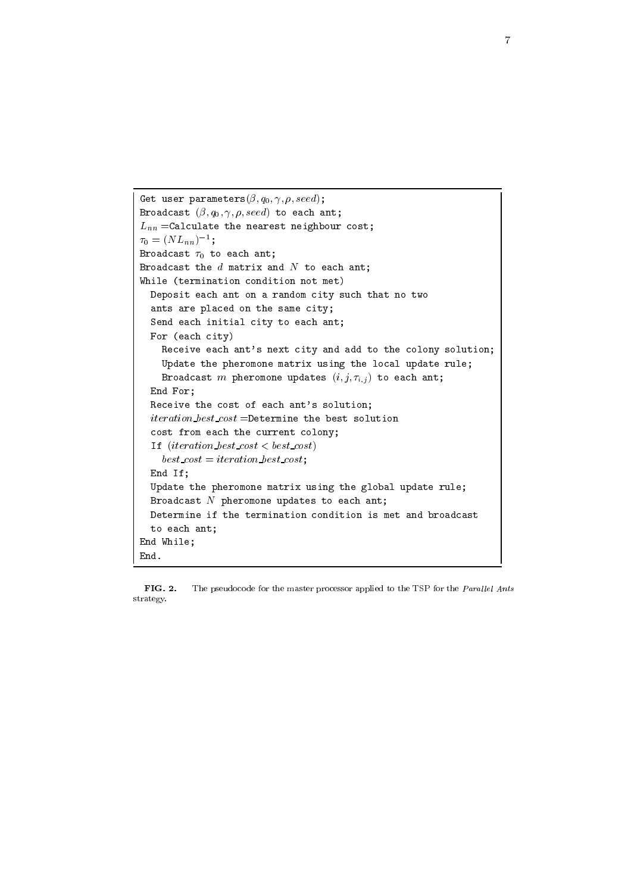```
Get user parameters(β, q_0, γ, ρ, seed);
Broadcast (β, q_0, γ, ρ, seed) to each ant;
L_nn =Calculate the nearest neighbour cost;
τ_0 = (N L_nn)^-1;
Broadcast τ_0 to each ant;
Broadcast the d matrix and N to each ant;
While (termination condition not met)
  Deposit each ant on a random city such that no two
  ants are placed on the same city;
  Send each initial city to each ant;
  For (each city)
    Receive each ant's next city and add to the colony solution;
    Update the pheromone matrix using the local update rule;
    Broadcast m pheromone updates (i, j, τ_i,j) to each ant;
  End For;
  Receive the cost of each ant's solution;
  iteration_best_cost =Determine the best solution
  cost from each the current colony;
  If (iteration_best_cost < best_cost)
    best_cost = iteration_best_cost;
  End If;
  Update the pheromone matrix using the global update rule;
  Broadcast N pheromone updates to each ant;
  Determine if the termination condition is met and broadcast
  to each ant;
End While;
End.
```

**FIG. 2.** The pseudocode for the master processor applied to the TSP for the *Parallel Ants* strategy.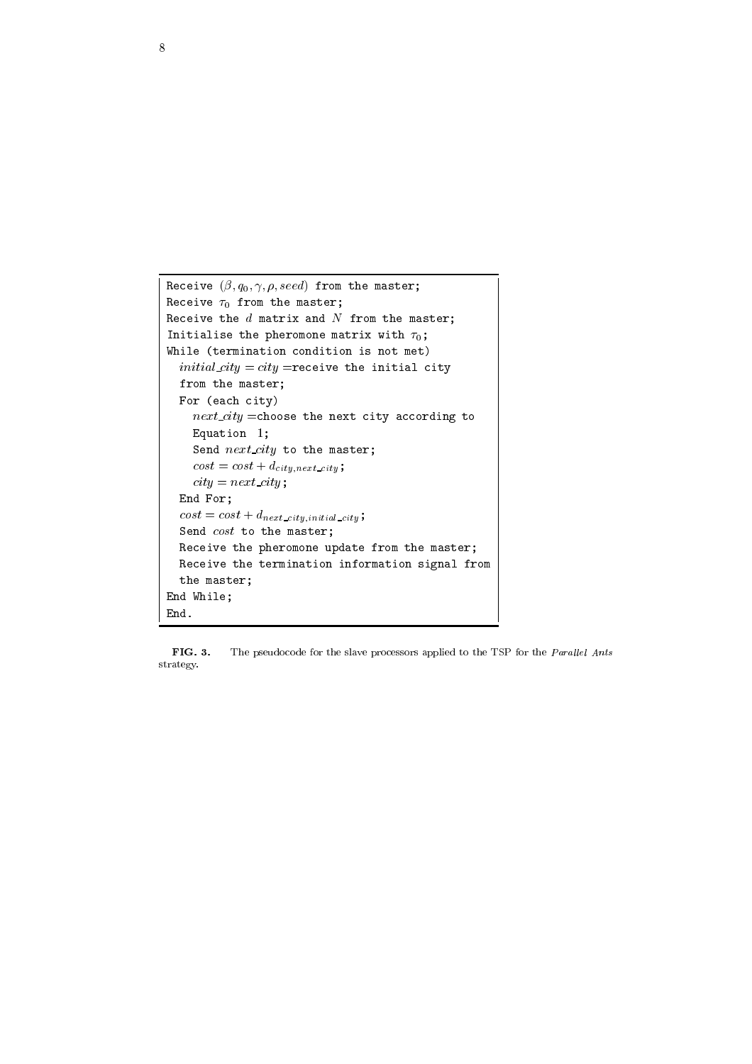```
Receive (β, q₀, γ, ρ, seed) from the master;
Receive τ₀ from the master;
Receive the d matrix and N from the master;
Initialise the pheromone matrix with τ₀;
While (termination condition is not met)
  initial_city = city =receive the initial city
  from the master;
  For (each city)
    next_city =choose the next city according to
    Equation 1;
    Send next_city to the master;
    cost = cost + d_{city,next_city};
    city = next_city;
  End For;
  cost = cost + d_{next_city,initial_city};
  Send cost to the master;
  Receive the pheromone update from the master;
  Receive the termination information signal from
  the master;
End While;
End.
```

**FIG. 3.** The pseudocode for the slave processors applied to the TSP for the *Parallel Ants* strategy.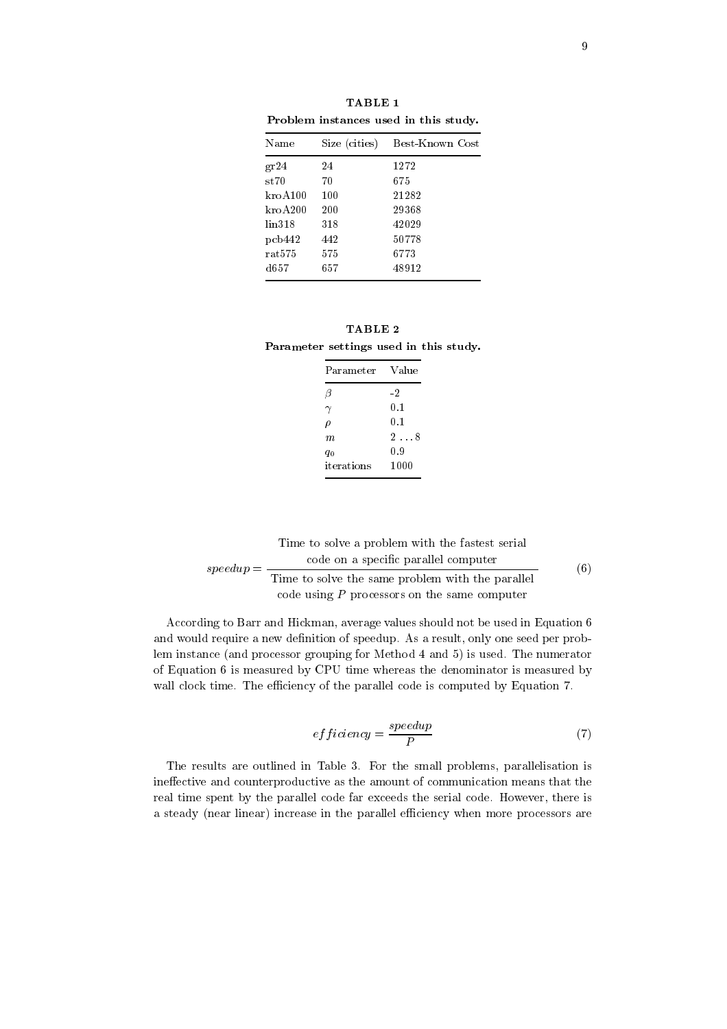**TABLE 1**

**Problem instances used in this study.**

| Name | Size (cities) | Best-Known Cost |
|---|---|---|
| gr24 | 24 | 1272 |
| st70 | 70 | 675 |
| kroA100 | 100 | 21282 |
| kroA200 | 200 | 29368 |
| lin318 | 318 | 42029 |
| pcb442 | 442 | 50778 |
| rat575 | 575 | 6773 |
| d657 | 657 | 48912 |

**TABLE 2**

**Parameter settings used in this study.**

| Parameter | Value |
|---|---|
| $\beta$ | -2 |
| $\gamma$ | 0.1 |
| $\rho$ | 0.1 |
| $m$ | $2 \ldots 8$ |
| $q_0$ | 0.9 |
| iterations | 1000 |

$$speedup = \frac{\text{Time to solve a problem with the fastest serial code on a specific parallel computer}}{\text{Time to solve the same problem with the parallel code using } P \text{ processors on the same computer}} \tag{6}$$

According to Barr and Hickman, average values should not be used in Equation 6 and would require a new definition of speedup. As a result, only one seed per problem instance (and processor grouping for Method 4 and 5) is used. The numerator of Equation 6 is measured by CPU time whereas the denominator is measured by wall clock time. The efficiency of the parallel code is computed by Equation 7.

$$efficiency = \frac{speedup}{P} \tag{7}$$

The results are outlined in Table 3. For the small problems, parallelisation is ineffective and counterproductive as the amount of communication means that the real time spent by the parallel code far exceeds the serial code. However, there is a steady (near linear) increase in the parallel efficiency when more processors are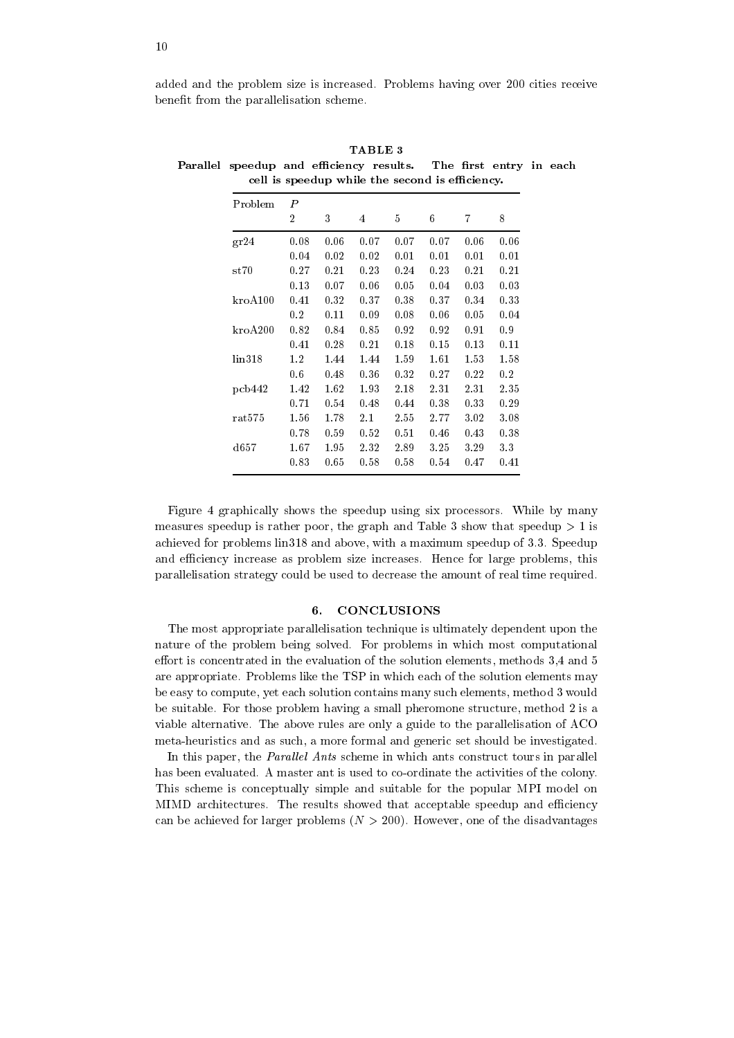added and the problem size is increased. Problems having over 200 cities receive benefit from the parallelisation scheme.

**TABLE 3**
**Parallel speedup and efficiency results. The first entry in each cell is speedup while the second is efficiency.**

| Problem | $P$ | | | | | | |
|---|---|---|---|---|---|---|---|
| | 2 | 3 | 4 | 5 | 6 | 7 | 8 |
| gr24 | 0.08 | 0.06 | 0.07 | 0.07 | 0.07 | 0.06 | 0.06 |
| | 0.04 | 0.02 | 0.02 | 0.01 | 0.01 | 0.01 | 0.01 |
| st70 | 0.27 | 0.21 | 0.23 | 0.24 | 0.23 | 0.21 | 0.21 |
| | 0.13 | 0.07 | 0.06 | 0.05 | 0.04 | 0.03 | 0.03 |
| kroA100 | 0.41 | 0.32 | 0.37 | 0.38 | 0.37 | 0.34 | 0.33 |
| | 0.2 | 0.11 | 0.09 | 0.08 | 0.06 | 0.05 | 0.04 |
| kroA200 | 0.82 | 0.84 | 0.85 | 0.92 | 0.92 | 0.91 | 0.9 |
| | 0.41 | 0.28 | 0.21 | 0.18 | 0.15 | 0.13 | 0.11 |
| lin318 | 1.2 | 1.44 | 1.44 | 1.59 | 1.61 | 1.53 | 1.58 |
| | 0.6 | 0.48 | 0.36 | 0.32 | 0.27 | 0.22 | 0.2 |
| pcb442 | 1.42 | 1.62 | 1.93 | 2.18 | 2.31 | 2.31 | 2.35 |
| | 0.71 | 0.54 | 0.48 | 0.44 | 0.38 | 0.33 | 0.29 |
| rat575 | 1.56 | 1.78 | 2.1 | 2.55 | 2.77 | 3.02 | 3.08 |
| | 0.78 | 0.59 | 0.52 | 0.51 | 0.46 | 0.43 | 0.38 |
| d657 | 1.67 | 1.95 | 2.32 | 2.89 | 3.25 | 3.29 | 3.3 |
| | 0.83 | 0.65 | 0.58 | 0.58 | 0.54 | 0.47 | 0.41 |

Figure 4 graphically shows the speedup using six processors. While by many measures speedup is rather poor, the graph and Table 3 show that speedup $> 1$ is achieved for problems lin318 and above, with a maximum speedup of 3.3. Speedup and efficiency increase as problem size increases. Hence for large problems, this parallelisation strategy could be used to decrease the amount of real time required.

## 6. CONCLUSIONS

The most appropriate parallelisation technique is ultimately dependent upon the nature of the problem being solved. For problems in which most computational effort is concentrated in the evaluation of the solution elements, methods 3,4 and 5 are appropriate. Problems like the TSP in which each of the solution elements may be easy to compute, yet each solution contains many such elements, method 3 would be suitable. For those problem having a small pheromone structure, method 2 is a viable alternative. The above rules are only a guide to the parallelisation of ACO meta-heuristics and as such, a more formal and generic set should be investigated.

In this paper, the *Parallel Ants* scheme in which ants construct tours in parallel has been evaluated. A master ant is used to co-ordinate the activities of the colony. This scheme is conceptually simple and suitable for the popular MPI model on MIMD architectures. The results showed that acceptable speedup and efficiency can be achieved for larger problems ($N > 200$). However, one of the disadvantages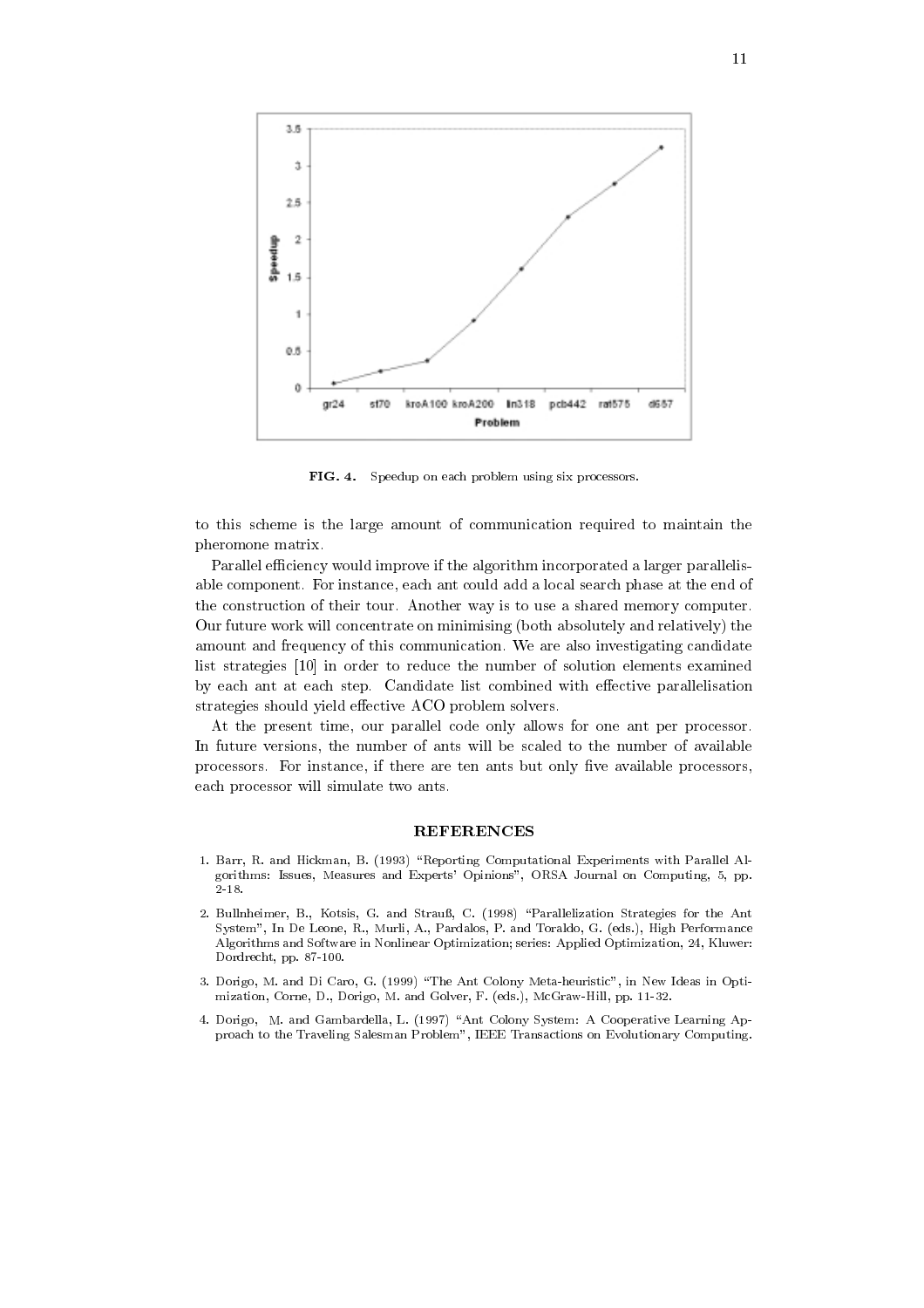FIG. 4. Speedup on each problem using six processors.

to this scheme is the large amount of communication required to maintain the pheromone matrix.

Parallel efficiency would improve if the algorithm incorporated a larger parallelisable component. For instance, each ant could add a local search phase at the end of the construction of their tour. Another way is to use a shared memory computer. Our future work will concentrate on minimising (both absolutely and relatively) the amount and frequency of this communication. We are also investigating candidate list strategies [10] in order to reduce the number of solution elements examined by each ant at each step. Candidate list combined with effective parallelisation strategies should yield effective ACO problem solvers.

At the present time, our parallel code only allows for one ant per processor. In future versions, the number of ants will be scaled to the number of available processors. For instance, if there are ten ants but only five available processors, each processor will simulate two ants.

## REFERENCES

1. Barr, R. and Hickman, B. (1993) "Reporting Computational Experiments with Parallel Algorithms: Issues, Measures and Experts' Opinions", ORSA Journal on Computing, 5, pp. 2-18.
2. Bullnheimer, B., Kotsis, G. and Strauß, C. (1998) "Parallelization Strategies for the Ant System", In De Leone, R., Murli, A., Pardalos, P. and Toraldo, G. (eds.), High Performance Algorithms and Software in Nonlinear Optimization; series: Applied Optimization, 24, Kluwer: Dordrecht, pp. 87-100.
3. Dorigo, M. and Di Caro, G. (1999) "The Ant Colony Meta-heuristic", in New Ideas in Optimization, Corne, D., Dorigo, M. and Golver, F. (eds.), McGraw-Hill, pp. 11-32.
4. Dorigo, M. and Gambardella, L. (1997) "Ant Colony System: A Cooperative Learning Approach to the Traveling Salesman Problem", IEEE Transactions on Evolutionary Computing.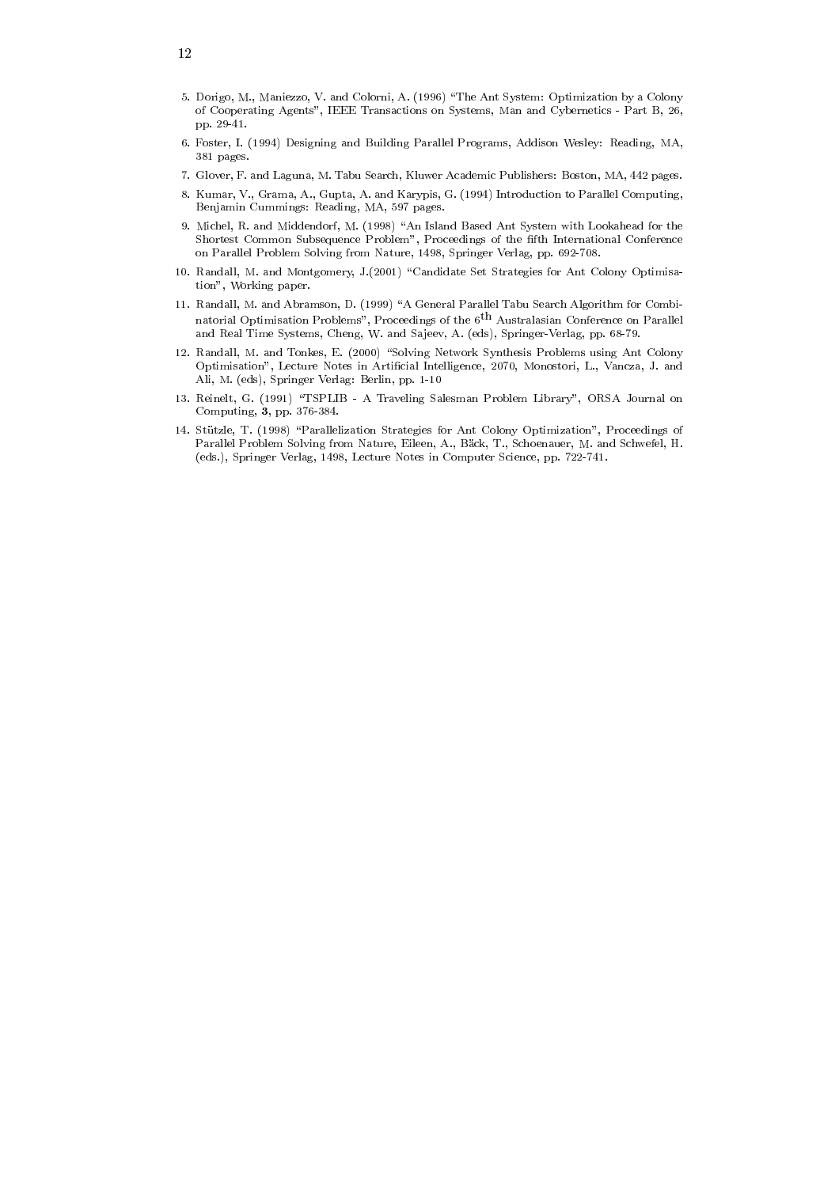5. Dorigo, M., Maniezzo, V. and Colorni, A. (1996) "The Ant System: Optimization by a Colony of Cooperating Agents", IEEE Transactions on Systems, Man and Cybernetics - Part B, 26, pp. 29-41.
6. Foster, I. (1994) Designing and Building Parallel Programs, Addison Wesley: Reading, MA, 381 pages.
7. Glover, F. and Laguna, M. Tabu Search, Kluwer Academic Publishers: Boston, MA, 442 pages.
8. Kumar, V., Grama, A., Gupta, A. and Karypis, G. (1994) Introduction to Parallel Computing, Benjamin Cummings: Reading, MA, 597 pages.
9. Michel, R. and Middendorf, M. (1998) "An Island Based Ant System with Lookahead for the Shortest Common Subsequence Problem", Proceedings of the fifth International Conference on Parallel Problem Solving from Nature, 1498, Springer Verlag, pp. 692-708.
10. Randall, M. and Montgomery, J.(2001) "Candidate Set Strategies for Ant Colony Optimisation", Working paper.
11. Randall, M. and Abramson, D. (1999) "A General Parallel Tabu Search Algorithm for Combinatorial Optimisation Problems", Proceedings of the 6th Australasian Conference on Parallel and Real Time Systems, Cheng, W. and Sajeev, A. (eds), Springer-Verlag, pp. 68-79.
12. Randall, M. and Tonkes, E. (2000) "Solving Network Synthesis Problems using Ant Colony Optimisation", Lecture Notes in Artificial Intelligence, 2070, Monostori, L., Vancza, J. and Ali, M. (eds), Springer Verlag: Berlin, pp. 1-10
13. Reinelt, G. (1991) "TSPLIB - A Traveling Salesman Problem Library", ORSA Journal on Computing, **3**, pp. 376-384.
14. Stützle, T. (1998) "Parallelization Strategies for Ant Colony Optimization", Proceedings of Parallel Problem Solving from Nature, Eileen, A., Bäck, T., Schoenauer, M. and Schwefel, H. (eds.), Springer Verlag, 1498, Lecture Notes in Computer Science, pp. 722-741.